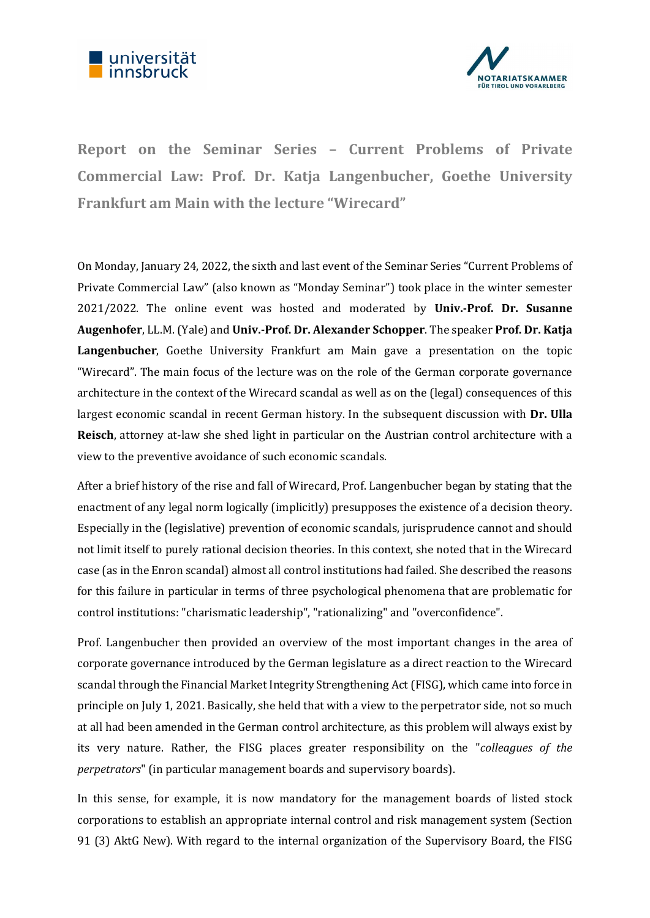# Report on the Seminar Series – Current Problems of Private Commercial Law: Prof. Dr. Katja Langenbucher, Goethe University Frankfurt am Main with the lecture "Wirecard"

On Monday, January 24, 2022, the sixth and last event of the Seminar Series "Current Problems of Private Commercial Law" (also known as "Monday Seminar") took place in the winter semester 2021/2022. The online event was hosted and moderated by **Univ.-Prof. Dr. Susanne Augenhofer**, LL.M. (Yale) and **Univ.-Prof. Dr. Alexander Schopper**. The speaker **Prof. Dr. Katja Langenbucher**, Goethe University Frankfurt am Main gave a presentation on the topic "Wirecard". The main focus of the lecture was on the role of the German corporate governance architecture in the context of the Wirecard scandal as well as on the (legal) consequences of this largest economic scandal in recent German history. In the subsequent discussion with **Dr. Ulla Reisch**, attorney at-law she shed light in particular on the Austrian control architecture with a view to the preventive avoidance of such economic scandals.

After a brief history of the rise and fall of Wirecard, Prof. Langenbucher began by stating that the enactment of any legal norm logically (implicitly) presupposes the existence of a decision theory. Especially in the (legislative) prevention of economic scandals, jurisprudence cannot and should not limit itself to purely rational decision theories. In this context, she noted that in the Wirecard case (as in the Enron scandal) almost all control institutions had failed. She described the reasons for this failure in particular in terms of three psychological phenomena that are problematic for control institutions: "charismatic leadership", "rationalizing" and "overconfidence".

Prof. Langenbucher then provided an overview of the most important changes in the area of corporate governance introduced by the German legislature as a direct reaction to the Wirecard scandal through the Financial Market Integrity Strengthening Act (FISG), which came into force in principle on July 1, 2021. Basically, she held that with a view to the perpetrator side, not so much at all had been amended in the German control architecture, as this problem will always exist by its very nature. Rather, the FISG places greater responsibility on the "*colleagues of the perpetrators*" (in particular management boards and supervisory boards).

In this sense, for example, it is now mandatory for the management boards of listed stock corporations to establish an appropriate internal control and risk management system (Section 91 (3) AktG New). With regard to the internal organization of the Supervisory Board, the FISG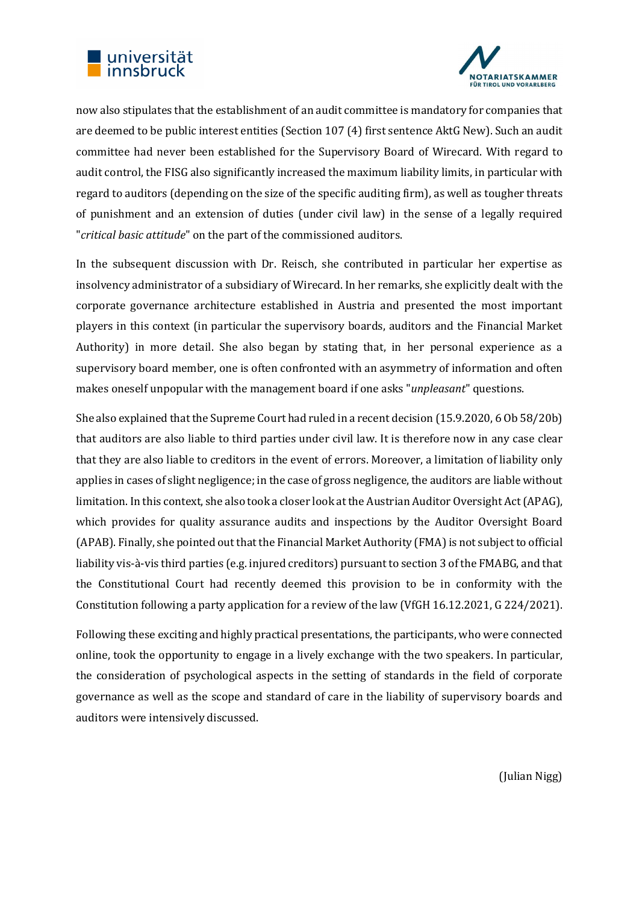now also stipulates that the establishment of an audit committee is mandatory for companies that are deemed to be public interest entities (Section 107 (4) first sentence AktG New). Such an audit committee had never been established for the Supervisory Board of Wirecard. With regard to audit control, the FISG also significantly increased the maximum liability limits, in particular with regard to auditors (depending on the size of the specific auditing firm), as well as tougher threats of punishment and an extension of duties (under civil law) in the sense of a legally required "*critical basic attitude*" on the part of the commissioned auditors.

In the subsequent discussion with Dr. Reisch, she contributed in particular her expertise as insolvency administrator of a subsidiary of Wirecard. In her remarks, she explicitly dealt with the corporate governance architecture established in Austria and presented the most important players in this context (in particular the supervisory boards, auditors and the Financial Market Authority) in more detail. She also began by stating that, in her personal experience as a supervisory board member, one is often confronted with an asymmetry of information and often makes oneself unpopular with the management board if one asks "*unpleasant*" questions.

She also explained that the Supreme Court had ruled in a recent decision (15.9.2020, 6 Ob 58/20b) that auditors are also liable to third parties under civil law. It is therefore now in any case clear that they are also liable to creditors in the event of errors. Moreover, a limitation of liability only applies in cases of slight negligence; in the case of gross negligence, the auditors are liable without limitation. In this context, she also took a closer look at the Austrian Auditor Oversight Act (APAG), which provides for quality assurance audits and inspections by the Auditor Oversight Board (APAB). Finally, she pointed out that the Financial Market Authority (FMA) is not subject to official liability vis-à-vis third parties (e.g. injured creditors) pursuant to section 3 of the FMABG, and that the Constitutional Court had recently deemed this provision to be in conformity with the Constitution following a party application for a review of the law (VfGH 16.12.2021, G 224/2021).

Following these exciting and highly practical presentations, the participants, who were connected online, took the opportunity to engage in a lively exchange with the two speakers. In particular, the consideration of psychological aspects in the setting of standards in the field of corporate governance as well as the scope and standard of care in the liability of supervisory boards and auditors were intensively discussed.

(Julian Nigg)